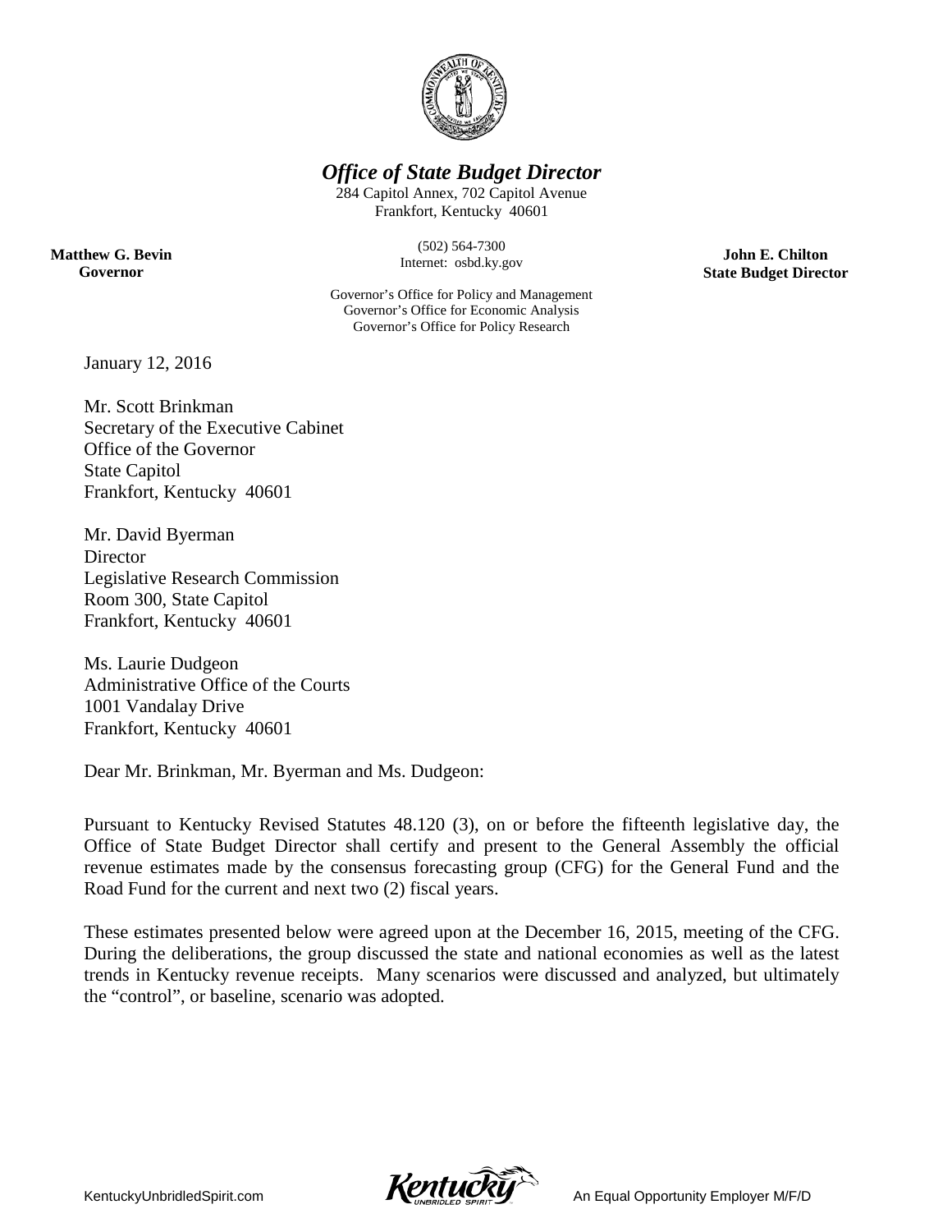# *Office of State Budget Director*

284 Capitol Annex, 702 Capitol Avenue
Frankfort, Kentucky 40601

(502) 564-7300
Internet: osbd.ky.gov

**Matthew G. Bevin**
**Governor**

**John E. Chilton**
**State Budget Director**

Governor's Office for Policy and Management
Governor's Office for Economic Analysis
Governor's Office for Policy Research

January 12, 2016

Mr. Scott Brinkman
Secretary of the Executive Cabinet
Office of the Governor
State Capitol
Frankfort, Kentucky 40601

Mr. David Byerman
Director
Legislative Research Commission
Room 300, State Capitol
Frankfort, Kentucky 40601

Ms. Laurie Dudgeon
Administrative Office of the Courts
1001 Vandalay Drive
Frankfort, Kentucky 40601

Dear Mr. Brinkman, Mr. Byerman and Ms. Dudgeon:

Pursuant to Kentucky Revised Statutes 48.120 (3), on or before the fifteenth legislative day, the Office of State Budget Director shall certify and present to the General Assembly the official revenue estimates made by the consensus forecasting group (CFG) for the General Fund and the Road Fund for the current and next two (2) fiscal years.

These estimates presented below were agreed upon at the December 16, 2015, meeting of the CFG. During the deliberations, the group discussed the state and national economies as well as the latest trends in Kentucky revenue receipts. Many scenarios were discussed and analyzed, but ultimately the "control", or baseline, scenario was adopted.

KentuckyUnbridledSpirit.com An Equal Opportunity Employer M/F/D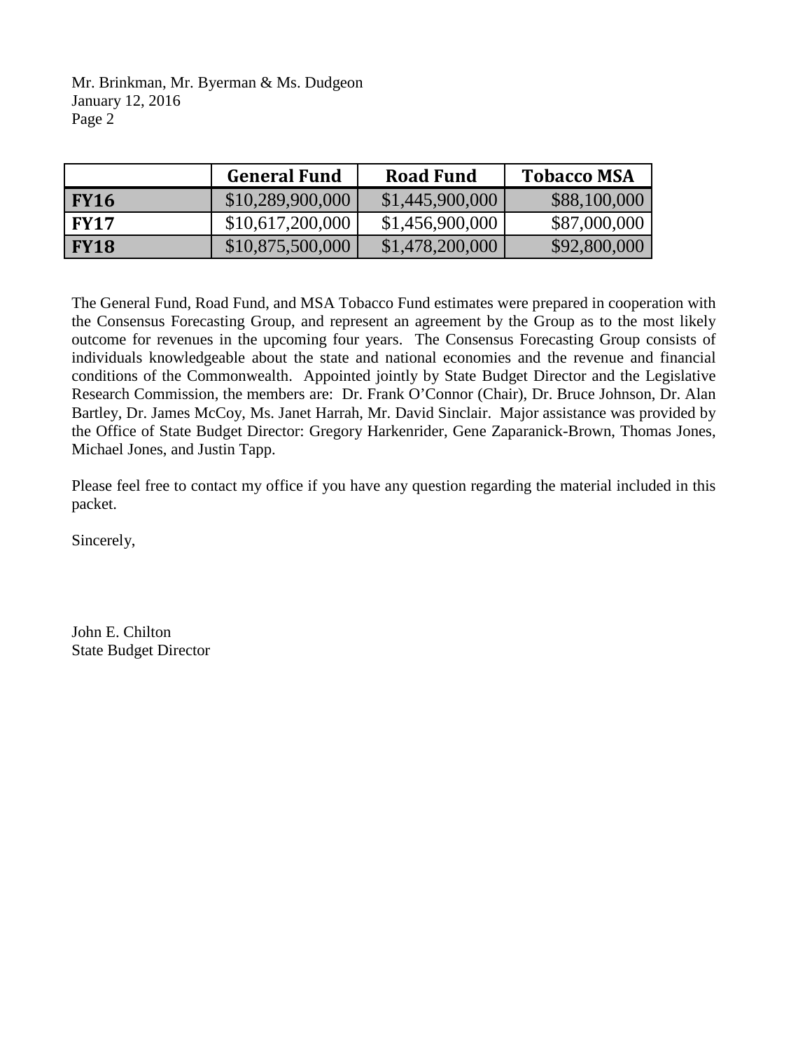Mr. Brinkman, Mr. Byerman & Ms. Dudgeon
January 12, 2016
Page 2

| | General Fund | Road Fund | Tobacco MSA |
|---|---|---|---|
| **FY16** | $10,289,900,000 | $1,445,900,000 | $88,100,000 |
| **FY17** | $10,617,200,000 | $1,456,900,000 | $87,000,000 |
| **FY18** | $10,875,500,000 | $1,478,200,000 | $92,800,000 |

The General Fund, Road Fund, and MSA Tobacco Fund estimates were prepared in cooperation with the Consensus Forecasting Group, and represent an agreement by the Group as to the most likely outcome for revenues in the upcoming four years. The Consensus Forecasting Group consists of individuals knowledgeable about the state and national economies and the revenue and financial conditions of the Commonwealth. Appointed jointly by State Budget Director and the Legislative Research Commission, the members are: Dr. Frank O'Connor (Chair), Dr. Bruce Johnson, Dr. Alan Bartley, Dr. James McCoy, Ms. Janet Harrah, Mr. David Sinclair. Major assistance was provided by the Office of State Budget Director: Gregory Harkenrider, Gene Zaparanick-Brown, Thomas Jones, Michael Jones, and Justin Tapp.

Please feel free to contact my office if you have any question regarding the material included in this packet.

Sincerely,

John E. Chilton
State Budget Director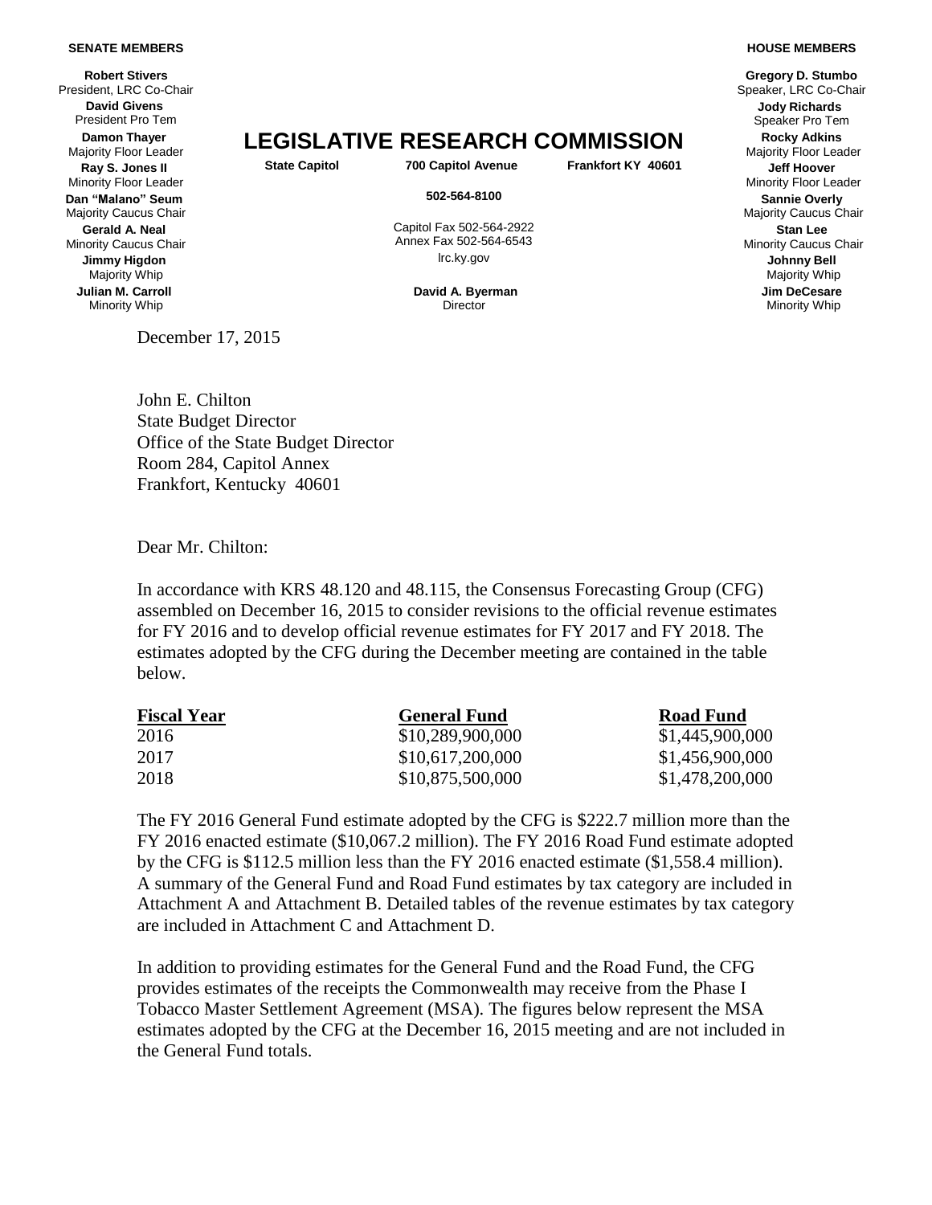**SENATE MEMBERS**

**Robert Stivers**
President, LRC Co-Chair
**David Givens**
President Pro Tem
**Damon Thayer**
Majority Floor Leader
**Ray S. Jones II**
Minority Floor Leader
**Dan "Malano" Seum**
Majority Caucus Chair
**Gerald A. Neal**
Minority Caucus Chair
**Jimmy Higdon**
Majority Whip
**Julian M. Carroll**
Minority Whip

# LEGISLATIVE RESEARCH COMMISSION

**State Capitol** **700 Capitol Avenue** **Frankfort KY 40601**

**502-564-8100**

Capitol Fax 502-564-2922
Annex Fax 502-564-6543
lrc.ky.gov

**David A. Byerman**
Director

**HOUSE MEMBERS**

**Gregory D. Stumbo**
Speaker, LRC Co-Chair
**Jody Richards**
Speaker Pro Tem
**Rocky Adkins**
Majority Floor Leader
**Jeff Hoover**
Minority Floor Leader
**Sannie Overly**
Majority Caucus Chair
**Stan Lee**
Minority Caucus Chair
**Johnny Bell**
Majority Whip
**Jim DeCesare**
Minority Whip

December 17, 2015

John E. Chilton
State Budget Director
Office of the State Budget Director
Room 284, Capitol Annex
Frankfort, Kentucky 40601

Dear Mr. Chilton:

In accordance with KRS 48.120 and 48.115, the Consensus Forecasting Group (CFG) assembled on December 16, 2015 to consider revisions to the official revenue estimates for FY 2016 and to develop official revenue estimates for FY 2017 and FY 2018. The estimates adopted by the CFG during the December meeting are contained in the table below.

| Fiscal Year | General Fund | Road Fund |
|---|---|---|
| 2016 | $10,289,900,000 | $1,445,900,000 |
| 2017 | $10,617,200,000 | $1,456,900,000 |
| 2018 | $10,875,500,000 | $1,478,200,000 |

The FY 2016 General Fund estimate adopted by the CFG is $222.7 million more than the FY 2016 enacted estimate ($10,067.2 million). The FY 2016 Road Fund estimate adopted by the CFG is $112.5 million less than the FY 2016 enacted estimate ($1,558.4 million). A summary of the General Fund and Road Fund estimates by tax category are included in Attachment A and Attachment B. Detailed tables of the revenue estimates by tax category are included in Attachment C and Attachment D.

In addition to providing estimates for the General Fund and the Road Fund, the CFG provides estimates of the receipts the Commonwealth may receive from the Phase I Tobacco Master Settlement Agreement (MSA). The figures below represent the MSA estimates adopted by the CFG at the December 16, 2015 meeting and are not included in the General Fund totals.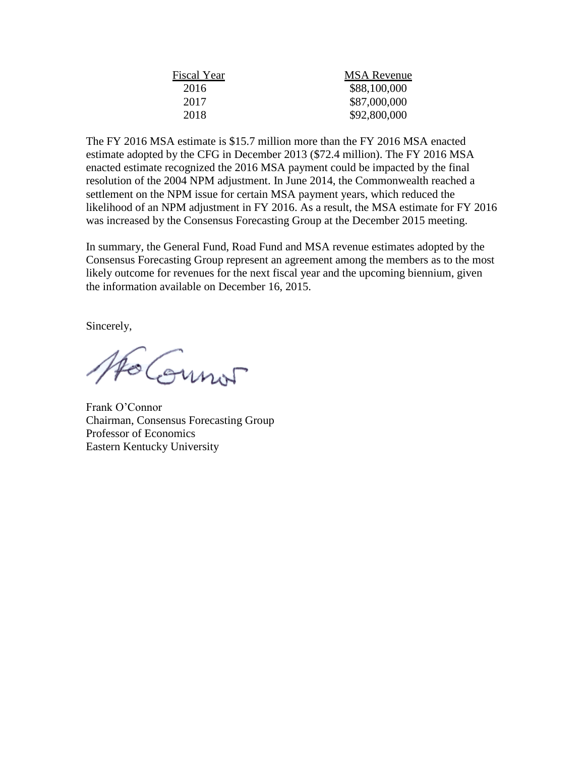| Fiscal Year | MSA Revenue |
|---|---|
| 2016 | $88,100,000 |
| 2017 | $87,000,000 |
| 2018 | $92,800,000 |

The FY 2016 MSA estimate is $15.7 million more than the FY 2016 MSA enacted estimate adopted by the CFG in December 2013 ($72.4 million). The FY 2016 MSA enacted estimate recognized the 2016 MSA payment could be impacted by the final resolution of the 2004 NPM adjustment. In June 2014, the Commonwealth reached a settlement on the NPM issue for certain MSA payment years, which reduced the likelihood of an NPM adjustment in FY 2016. As a result, the MSA estimate for FY 2016 was increased by the Consensus Forecasting Group at the December 2015 meeting.

In summary, the General Fund, Road Fund and MSA revenue estimates adopted by the Consensus Forecasting Group represent an agreement among the members as to the most likely outcome for revenues for the next fiscal year and the upcoming biennium, given the information available on December 16, 2015.

Sincerely,

Frank O'Connor
Chairman, Consensus Forecasting Group
Professor of Economics
Eastern Kentucky University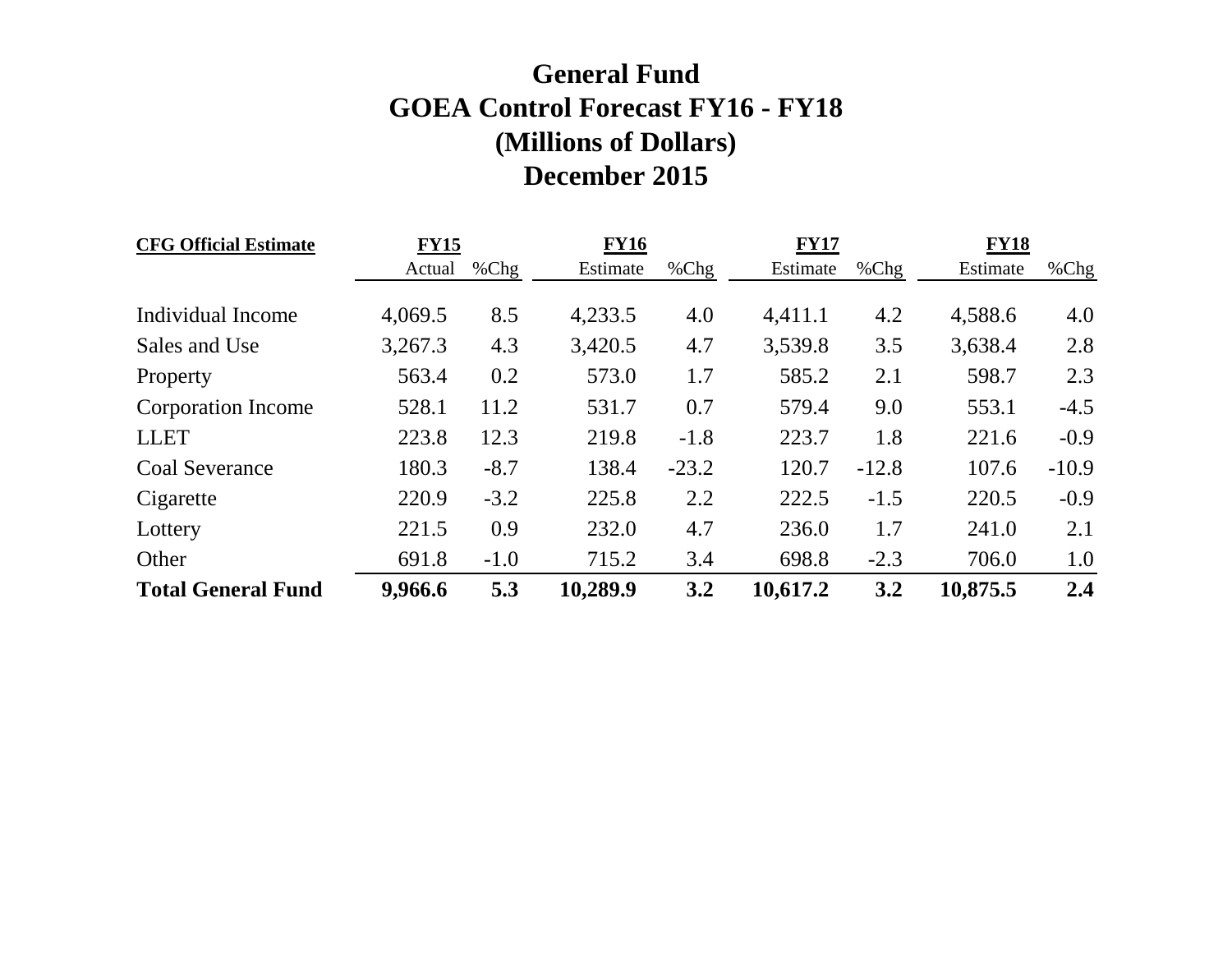# General Fund
# GOEA Control Forecast FY16 - FY18
# (Millions of Dollars)
# December 2015

| **CFG Official Estimate** | **FY15** | | **FY16** | | **FY17** | | **FY18** | |
|---|---|---|---|---|---|---|---|---|
| | Actual | %Chg | Estimate | %Chg | Estimate | %Chg | Estimate | %Chg |
| Individual Income | 4,069.5 | 8.5 | 4,233.5 | 4.0 | 4,411.1 | 4.2 | 4,588.6 | 4.0 |
| Sales and Use | 3,267.3 | 4.3 | 3,420.5 | 4.7 | 3,539.8 | 3.5 | 3,638.4 | 2.8 |
| Property | 563.4 | 0.2 | 573.0 | 1.7 | 585.2 | 2.1 | 598.7 | 2.3 |
| Corporation Income | 528.1 | 11.2 | 531.7 | 0.7 | 579.4 | 9.0 | 553.1 | -4.5 |
| LLET | 223.8 | 12.3 | 219.8 | -1.8 | 223.7 | 1.8 | 221.6 | -0.9 |
| Coal Severance | 180.3 | -8.7 | 138.4 | -23.2 | 120.7 | -12.8 | 107.6 | -10.9 |
| Cigarette | 220.9 | -3.2 | 225.8 | 2.2 | 222.5 | -1.5 | 220.5 | -0.9 |
| Lottery | 221.5 | 0.9 | 232.0 | 4.7 | 236.0 | 1.7 | 241.0 | 2.1 |
| Other | 691.8 | -1.0 | 715.2 | 3.4 | 698.8 | -2.3 | 706.0 | 1.0 |
| **Total General Fund** | **9,966.6** | **5.3** | **10,289.9** | **3.2** | **10,617.2** | **3.2** | **10,875.5** | **2.4** |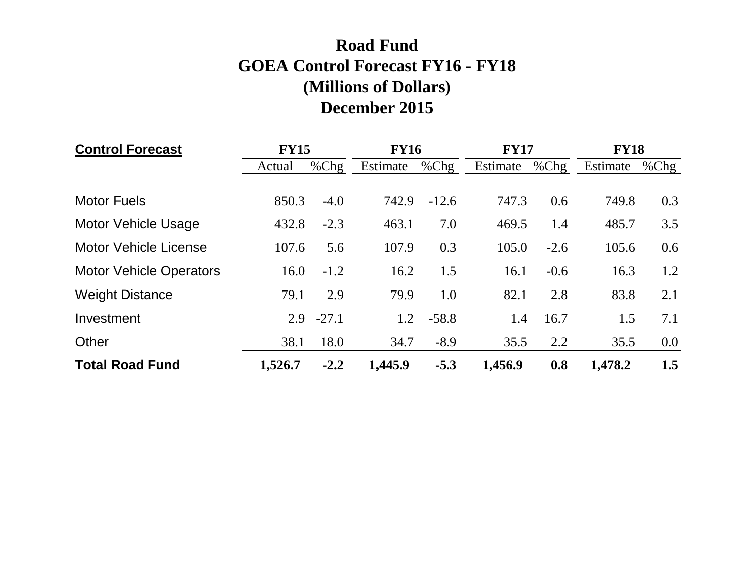# Road Fund
# GOEA Control Forecast FY16 - FY18
# (Millions of Dollars)
# December 2015

| Control Forecast | FY15 | | FY16 | | FY17 | | FY18 | |
|---|---|---|---|---|---|---|---|---|
| | Actual | %Chg | Estimate | %Chg | Estimate | %Chg | Estimate | %Chg |
| Motor Fuels | 850.3 | -4.0 | 742.9 | -12.6 | 747.3 | 0.6 | 749.8 | 0.3 |
| Motor Vehicle Usage | 432.8 | -2.3 | 463.1 | 7.0 | 469.5 | 1.4 | 485.7 | 3.5 |
| Motor Vehicle License | 107.6 | 5.6 | 107.9 | 0.3 | 105.0 | -2.6 | 105.6 | 0.6 |
| Motor Vehicle Operators | 16.0 | -1.2 | 16.2 | 1.5 | 16.1 | -0.6 | 16.3 | 1.2 |
| Weight Distance | 79.1 | 2.9 | 79.9 | 1.0 | 82.1 | 2.8 | 83.8 | 2.1 |
| Investment | 2.9 | -27.1 | 1.2 | -58.8 | 1.4 | 16.7 | 1.5 | 7.1 |
| Other | 38.1 | 18.0 | 34.7 | -8.9 | 35.5 | 2.2 | 35.5 | 0.0 |
| **Total Road Fund** | **1,526.7** | **-2.2** | **1,445.9** | **-5.3** | **1,456.9** | **0.8** | **1,478.2** | **1.5** |